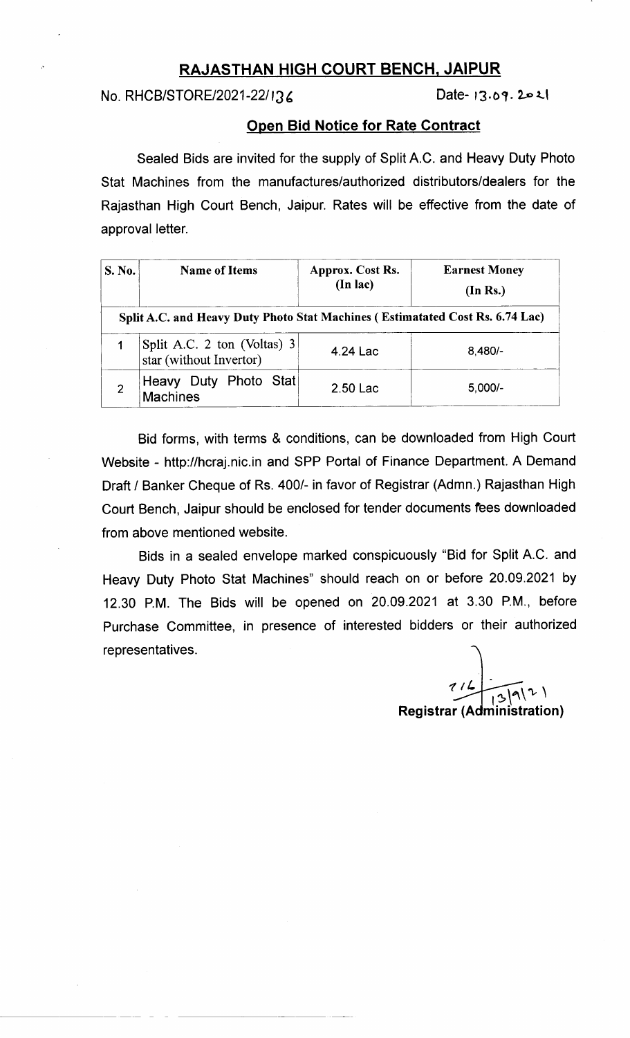# RAJASTHAN HIGH COURT BENCH, JAIPUR

No. RHCB/STORE/2021-22/136 Date- 13.09.2021

## Open Bid Notice for Rate Contract

Sealed Bids are invited for the supply of Split A.C. and Heavy Duty Photo Stat Machines from the manufactures/authorized distributors/dealers for the Rajasthan High Court Bench, Jaipur. Rates will be effective from the date of approval letter.

| S. No. | Name of Items | Approx. Cost Rs. (In lac) | Earnest Money (In Rs.) |
|---|---|---|---|
| **Split A.C. and Heavy Duty Photo Stat Machines ( Estimatated Cost Rs. 6.74 Lac)** | | | |
| 1 | Split A.C. 2 ton (Voltas) 3 star (without Invertor) | 4.24 Lac | 8,480/- |
| 2 | Heavy Duty Photo Stat Machines | 2.50 Lac | 5,000/- |

Bid forms, with terms & conditions, can be downloaded from High Court Website - http://hcraj.nic.in and SPP Portal of Finance Department. A Demand Draft / Banker Cheque of Rs. 400/- in favor of Registrar (Admn.) Rajasthan High Court Bench, Jaipur should be enclosed for tender documents fees downloaded from above mentioned website.

Bids in a sealed envelope marked conspicuously "Bid for Split A.C. and Heavy Duty Photo Stat Machines" should reach on or before 20.09.2021 by 12.30 P.M. The Bids will be opened on 20.09.2021 at 3.30 P.M., before Purchase Committee, in presence of interested bidders or their authorized representatives.

13/9/21

**Registrar (Administration)**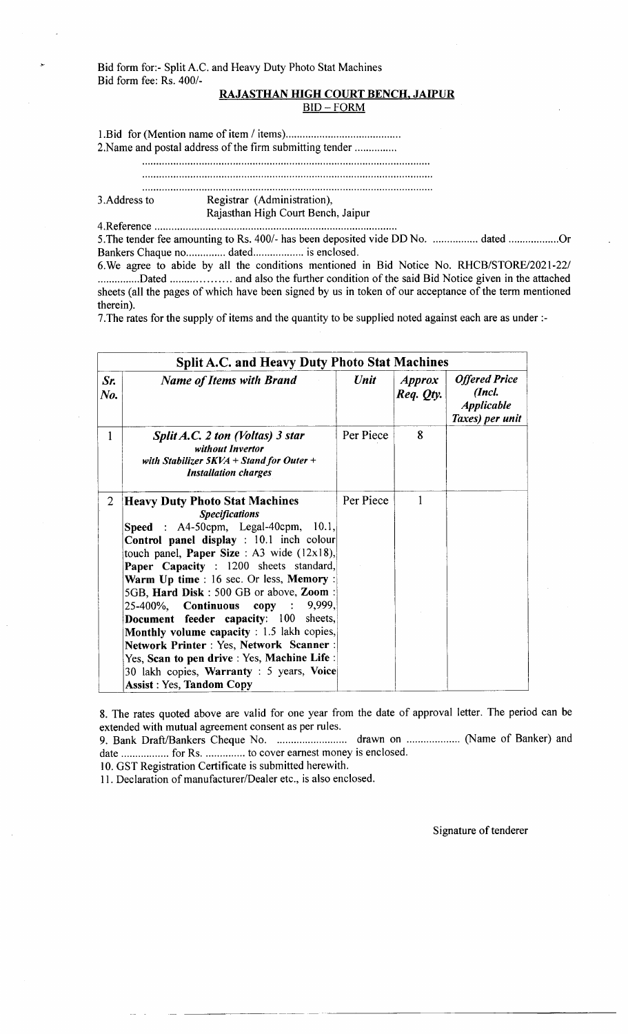Bid form for:- Split A.C. and Heavy Duty Photo Stat Machines
Bid form fee: Rs. 400/-

## RAJASTHAN HIGH COURT BENCH, JAIPUR

### BID – FORM

1.Bid for (Mention name of item / items).........................................

2.Name and postal address of the firm submitting tender ...............

......................................................................................................

......................................................................................................

......................................................................................................

3.Address to Registrar (Administration),
Rajasthan High Court Bench, Jaipur

4.Reference ......................................................................................

5.The tender fee amounting to Rs. 400/- has been deposited vide DD No. ................ dated ..................Or Bankers Chaque no.............. dated.................. is enclosed.

6.We agree to abide by all the conditions mentioned in Bid Notice No. RHCB/STORE/2021-22/ ...............Dated ....................... and also the further condition of the said Bid Notice given in the attached sheets (all the pages of which have been signed by us in token of our acceptance of the term mentioned therein).

7.The rates for the supply of items and the quantity to be supplied noted against each are as under :-

| **Split A.C. and Heavy Duty Photo Stat Machines** | | | | |
|---|---|---|---|---|
| ***Sr. No.*** | ***Name of Items with Brand*** | ***Unit*** | ***Approx Req. Qty.*** | ***Offered Price (Incl. Applicable Taxes) per unit*** |
| 1 | ***Split A.C. 2 ton (Voltas) 3 star*** ***without Invertor*** ***with Stabilizer 5KVA + Stand for Outer + Installation charges*** | Per Piece | 8 | |
| 2 | **Heavy Duty Photo Stat Machines** ***Specifications*** **Speed** : A4-50cpm, Legal-40cpm, 10.1, **Control panel display** : 10.1 inch colour touch panel, **Paper Size** : A3 wide (12x18), **Paper Capacity** : 1200 sheets standard, **Warm Up time** : 16 sec. Or less, **Memory** : 5GB, **Hard Disk** : 500 GB or above, **Zoom** : 25-400%, **Continuous copy** : 9,999, **Document feeder capacity**: 100 sheets, **Monthly volume capacity** : 1.5 lakh copies, **Network Printer** : Yes, **Network Scanner** : Yes, **Scan to pen drive** : Yes, **Machine Life** : 30 lakh copies, **Warranty** : 5 years, **Voice Assist** : Yes, **Tandom Copy** | Per Piece | 1 | |

8. The rates quoted above are valid for one year from the date of approval letter. The period can be extended with mutual agreement consent as per rules.

9. Bank Draft/Bankers Cheque No. ......................... drawn on ................... (Name of Banker) and date ................. for Rs. .............. to cover earnest money is enclosed.

10. GST Registration Certificate is submitted herewith.

11. Declaration of manufacturer/Dealer etc., is also enclosed.

Signature of tenderer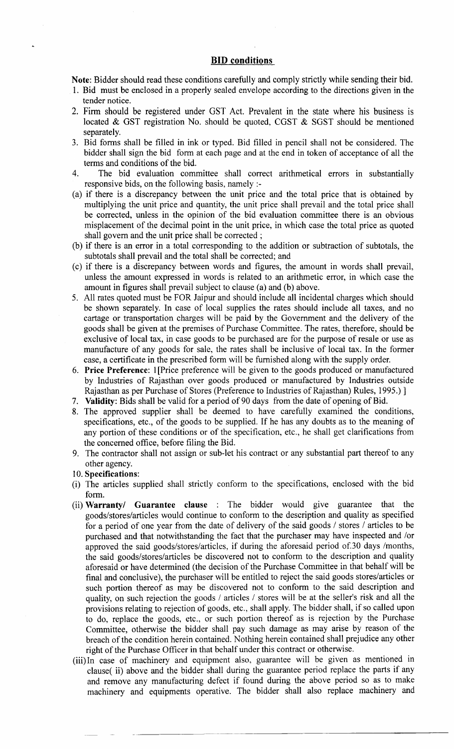## BID conditions

**Note**: Bidder should read these conditions carefully and comply strictly while sending their bid.

1. Bid must be enclosed in a properly sealed envelope according to the directions given in the tender notice.
2. Firm should be registered under GST Act. Prevalent in the state where his business is located & GST registration No. should be quoted, CGST & SGST should be mentioned separately.
3. Bid forms shall be filled in ink or typed. Bid filled in pencil shall not be considered. The bidder shall sign the bid form at each page and at the end in token of acceptance of all the terms and conditions of the bid.
4. The bid evaluation committee shall correct arithmetical errors in substantially responsive bids, on the following basis, namely :-

(a) if there is a discrepancy between the unit price and the total price that is obtained by multiplying the unit price and quantity, the unit price shall prevail and the total price shall be corrected, unless in the opinion of the bid evaluation committee there is an obvious misplacement of the decimal point in the unit price, in which case the total price as quoted shall govern and the unit price shall be corrected ;

(b) if there is an error in a total corresponding to the addition or subtraction of subtotals, the subtotals shall prevail and the total shall be corrected; and

(c) if there is a discrepancy between words and figures, the amount in words shall prevail, unless the amount expressed in words is related to an arithmetic error, in which case the amount in figures shall prevail subject to clause (a) and (b) above.

5. All rates quoted must be FOR Jaipur and should include all incidental charges which should be shown separately. In case of local supplies the rates should include all taxes, and no cartage or transportation charges will be paid by the Government and the delivery of the goods shall be given at the premises of Purchase Committee. The rates, therefore, should be exclusive of local tax, in case goods to be purchased are for the purpose of resale or use as manufacture of any goods for sale, the rates shall be inclusive of local tax. In the former case, a certificate in the prescribed form will be furnished along with the supply order.
6. **Price Preference**: 1[Price preference will be given to the goods produced or manufactured by Industries of Rajasthan over goods produced or manufactured by Industries outside Rajasthan as per Purchase of Stores (Preference to Industries of Rajasthan) Rules, 1995.) ]
7. **Validity**: Bids shall be valid for a period of 90 days from the date of opening of Bid.
8. The approved supplier shall be deemed to have carefully examined the conditions, specifications, etc., of the goods to be supplied. If he has any doubts as to the meaning of any portion of these conditions or of the specification, etc., he shall get clarifications from the concerned office, before filing the Bid.
9. The contractor shall not assign or sub-let his contract or any substantial part thereof to any other agency.
10. **Specifications**:

(i) The articles supplied shall strictly conform to the specifications, enclosed with the bid form.

(ii) **Warranty/ Guarantee clause** : The bidder would give guarantee that the goods/stores/articles would continue to conform to the description and quality as specified for a period of one year from the date of delivery of the said goods / stores / articles to be purchased and that notwithstanding the fact that the purchaser may have inspected and /or approved the said goods/stores/articles, if during the aforesaid period of.30 days /months, the said goods/stores/articles be discovered not to conform to the description and quality aforesaid or have determined (the decision of the Purchase Committee in that behalf will be final and conclusive), the purchaser will be entitled to reject the said goods stores/articles or such portion thereof as may be discovered not to conform to the said description and quality, on such rejection the goods / articles / stores will be at the seller's risk and all the provisions relating to rejection of goods, etc., shall apply. The bidder shall, if so called upon to do, replace the goods, etc., or such portion thereof as is rejection by the Purchase Committee, otherwise the bidder shall pay such damage as may arise by reason of the breach of the condition herein contained. Nothing herein contained shall prejudice any other right of the Purchase Officer in that behalf under this contract or otherwise.

(iii) In case of machinery and equipment also, guarantee will be given as mentioned in clause( ii) above and the bidder shall during the guarantee period replace the parts if any and remove any manufacturing defect if found during the above period so as to make machinery and equipments operative. The bidder shall also replace machinery and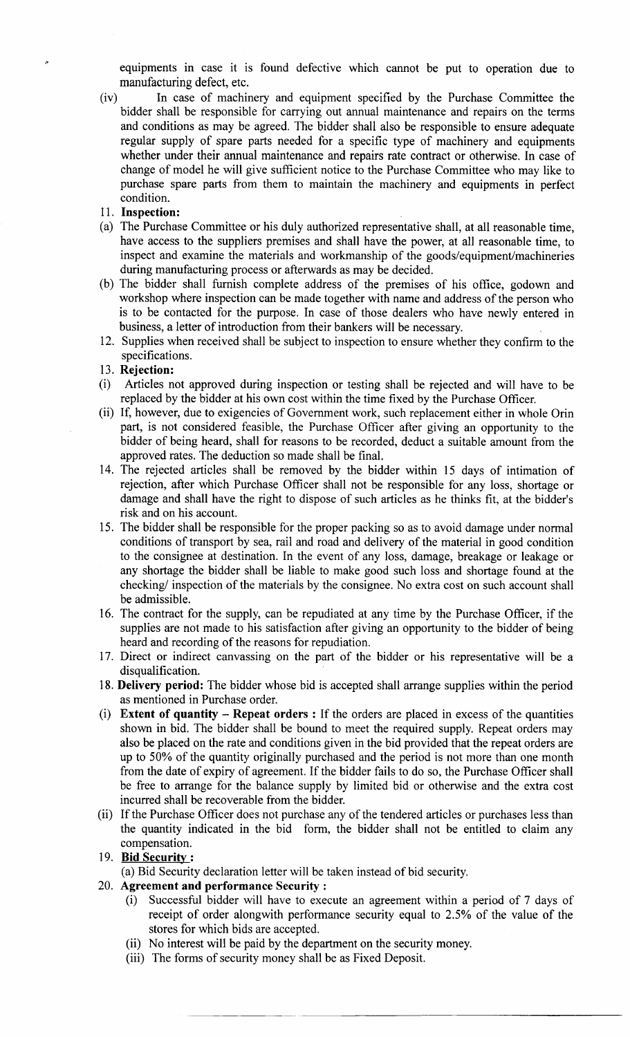equipments in case it is found defective which cannot be put to operation due to manufacturing defect, etc.

(iv) In case of machinery and equipment specified by the Purchase Committee the bidder shall be responsible for carrying out annual maintenance and repairs on the terms and conditions as may be agreed. The bidder shall also be responsible to ensure adequate regular supply of spare parts needed for a specific type of machinery and equipments whether under their annual maintenance and repairs rate contract or otherwise. In case of change of model he will give sufficient notice to the Purchase Committee who may like to purchase spare parts from them to maintain the machinery and equipments in perfect condition.

11. **Inspection:**

(a) The Purchase Committee or his duly authorized representative shall, at all reasonable time, have access to the suppliers premises and shall have the power, at all reasonable time, to inspect and examine the materials and workmanship of the goods/equipment/machineries during manufacturing process or afterwards as may be decided.

(b) The bidder shall furnish complete address of the premises of his office, godown and workshop where inspection can be made together with name and address of the person who is to be contacted for the purpose. In case of those dealers who have newly entered in business, a letter of introduction from their bankers will be necessary.

12. Supplies when received shall be subject to inspection to ensure whether they confirm to the specifications.

13. **Rejection:**

(i) Articles not approved during inspection or testing shall be rejected and will have to be replaced by the bidder at his own cost within the time fixed by the Purchase Officer.

(ii) If, however, due to exigencies of Government work, such replacement either in whole Orin part, is not considered feasible, the Purchase Officer after giving an opportunity to the bidder of being heard, shall for reasons to be recorded, deduct a suitable amount from the approved rates. The deduction so made shall be final.

14. The rejected articles shall be removed by the bidder within 15 days of intimation of rejection, after which Purchase Officer shall not be responsible for any loss, shortage or damage and shall have the right to dispose of such articles as he thinks fit, at the bidder's risk and on his account.

15. The bidder shall be responsible for the proper packing so as to avoid damage under normal conditions of transport by sea, rail and road and delivery of the material in good condition to the consignee at destination. In the event of any loss, damage, breakage or leakage or any shortage the bidder shall be liable to make good such loss and shortage found at the checking/ inspection of the materials by the consignee. No extra cost on such account shall be admissible.

16. The contract for the supply, can be repudiated at any time by the Purchase Officer, if the supplies are not made to his satisfaction after giving an opportunity to the bidder of being heard and recording of the reasons for repudiation.

17. Direct or indirect canvassing on the part of the bidder or his representative will be a disqualification.

18. **Delivery period:** The bidder whose bid is accepted shall arrange supplies within the period as mentioned in Purchase order.

(i) **Extent of quantity – Repeat orders :** If the orders are placed in excess of the quantities shown in bid. The bidder shall be bound to meet the required supply. Repeat orders may also be placed on the rate and conditions given in the bid provided that the repeat orders are up to 50% of the quantity originally purchased and the period is not more than one month from the date of expiry of agreement. If the bidder fails to do so, the Purchase Officer shall be free to arrange for the balance supply by limited bid or otherwise and the extra cost incurred shall be recoverable from the bidder.

(ii) If the Purchase Officer does not purchase any of the tendered articles or purchases less than the quantity indicated in the bid form, the bidder shall not be entitled to claim any compensation.

19. **Bid Security :**

(a) Bid Security declaration letter will be taken instead of bid security.

20. **Agreement and performance Security :**

(i) Successful bidder will have to execute an agreement within a period of 7 days of receipt of order alongwith performance security equal to 2.5% of the value of the stores for which bids are accepted.

(ii) No interest will be paid by the department on the security money.

(iii) The forms of security money shall be as Fixed Deposit.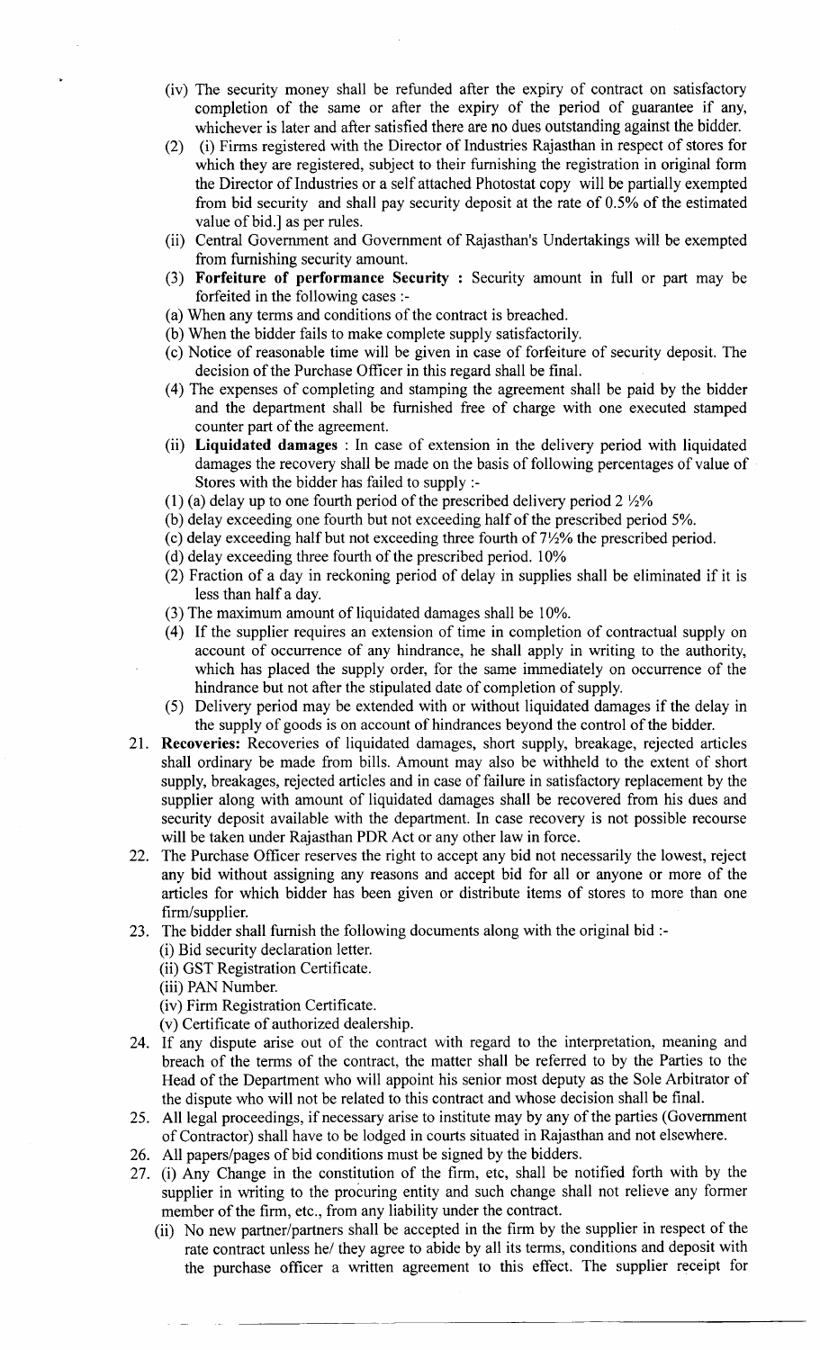(iv) The security money shall be refunded after the expiry of contract on satisfactory completion of the same or after the expiry of the period of guarantee if any, whichever is later and after satisfied there are no dues outstanding against the bidder.

(2) (i) Firms registered with the Director of Industries Rajasthan in respect of stores for which they are registered, subject to their furnishing the registration in original form the Director of Industries or a self attached Photostat copy will be partially exempted from bid security and shall pay security deposit at the rate of 0.5% of the estimated value of bid.] as per rules.

(ii) Central Government and Government of Rajasthan's Undertakings will be exempted from furnishing security amount.

(3) **Forfeiture of performance Security :** Security amount in full or part may be forfeited in the following cases :-

(a) When any terms and conditions of the contract is breached.

(b) When the bidder fails to make complete supply satisfactorily.

(c) Notice of reasonable time will be given in case of forfeiture of security deposit. The decision of the Purchase Officer in this regard shall be final.

(4) The expenses of completing and stamping the agreement shall be paid by the bidder and the department shall be furnished free of charge with one executed stamped counter part of the agreement.

(ii) **Liquidated damages** : In case of extension in the delivery period with liquidated damages the recovery shall be made on the basis of following percentages of value of Stores with the bidder has failed to supply :-

(1) (a) delay up to one fourth period of the prescribed delivery period 2 ½%

(b) delay exceeding one fourth but not exceeding half of the prescribed period 5%.

(c) delay exceeding half but not exceeding three fourth of 7½% the prescribed period.

(d) delay exceeding three fourth of the prescribed period. 10%

(2) Fraction of a day in reckoning period of delay in supplies shall be eliminated if it is less than half a day.

(3) The maximum amount of liquidated damages shall be 10%.

(4) If the supplier requires an extension of time in completion of contractual supply on account of occurrence of any hindrance, he shall apply in writing to the authority, which has placed the supply order, for the same immediately on occurrence of the hindrance but not after the stipulated date of completion of supply.

(5) Delivery period may be extended with or without liquidated damages if the delay in the supply of goods is on account of hindrances beyond the control of the bidder.

21. **Recoveries:** Recoveries of liquidated damages, short supply, breakage, rejected articles shall ordinary be made from bills. Amount may also be withheld to the extent of short supply, breakages, rejected articles and in case of failure in satisfactory replacement by the supplier along with amount of liquidated damages shall be recovered from his dues and security deposit available with the department. In case recovery is not possible recourse will be taken under Rajasthan PDR Act or any other law in force.

22. The Purchase Officer reserves the right to accept any bid not necessarily the lowest, reject any bid without assigning any reasons and accept bid for all or anyone or more of the articles for which bidder has been given or distribute items of stores to more than one firm/supplier.

23. The bidder shall furnish the following documents along with the original bid :-
    (i) Bid security declaration letter.
    (ii) GST Registration Certificate.
    (iii) PAN Number.
    (iv) Firm Registration Certificate.
    (v) Certificate of authorized dealership.

24. If any dispute arise out of the contract with regard to the interpretation, meaning and breach of the terms of the contract, the matter shall be referred to by the Parties to the Head of the Department who will appoint his senior most deputy as the Sole Arbitrator of the dispute who will not be related to this contract and whose decision shall be final.

25. All legal proceedings, if necessary arise to institute may by any of the parties (Government of Contractor) shall have to be lodged in courts situated in Rajasthan and not elsewhere.

26. All papers/pages of bid conditions must be signed by the bidders.

27. (i) Any Change in the constitution of the firm, etc, shall be notified forth with by the supplier in writing to the procuring entity and such change shall not relieve any former member of the firm, etc., from any liability under the contract.

    (ii) No new partner/partners shall be accepted in the firm by the supplier in respect of the rate contract unless he/ they agree to abide by all its terms, conditions and deposit with the purchase officer a written agreement to this effect. The supplier receipt for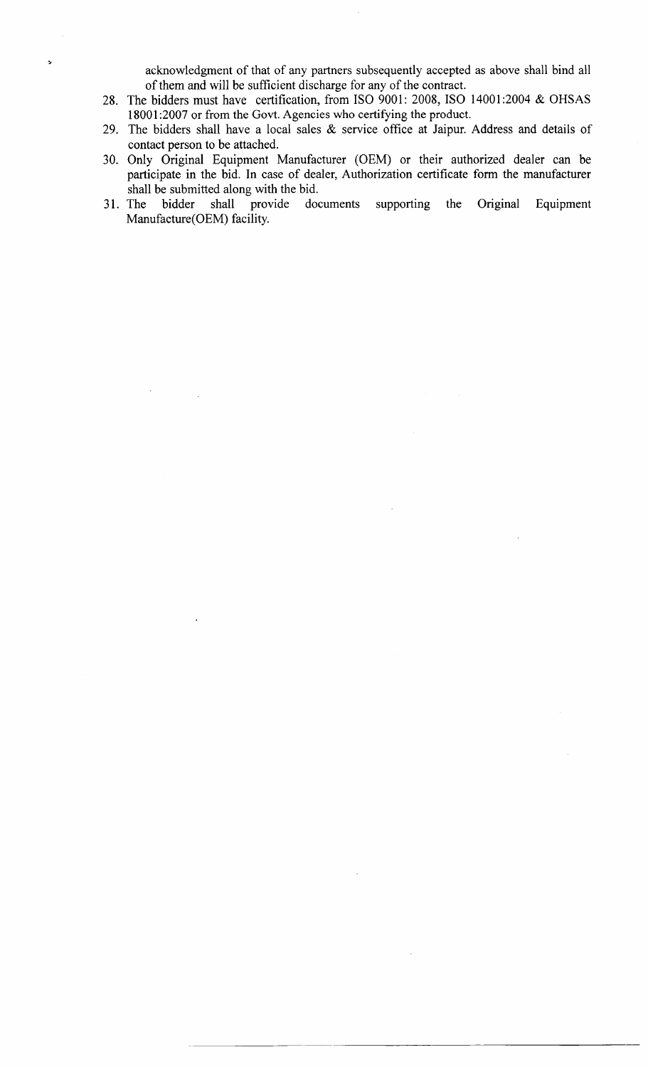acknowledgment of that of any partners subsequently accepted as above shall bind all of them and will be sufficient discharge for any of the contract.

28. The bidders must have certification, from ISO 9001: 2008, ISO 14001:2004 & OHSAS 18001:2007 or from the Govt. Agencies who certifying the product.
29. The bidders shall have a local sales & service office at Jaipur. Address and details of contact person to be attached.
30. Only Original Equipment Manufacturer (OEM) or their authorized dealer can be participate in the bid. In case of dealer, Authorization certificate form the manufacturer shall be submitted along with the bid.
31. The bidder shall provide documents supporting the Original Equipment Manufacture(OEM) facility.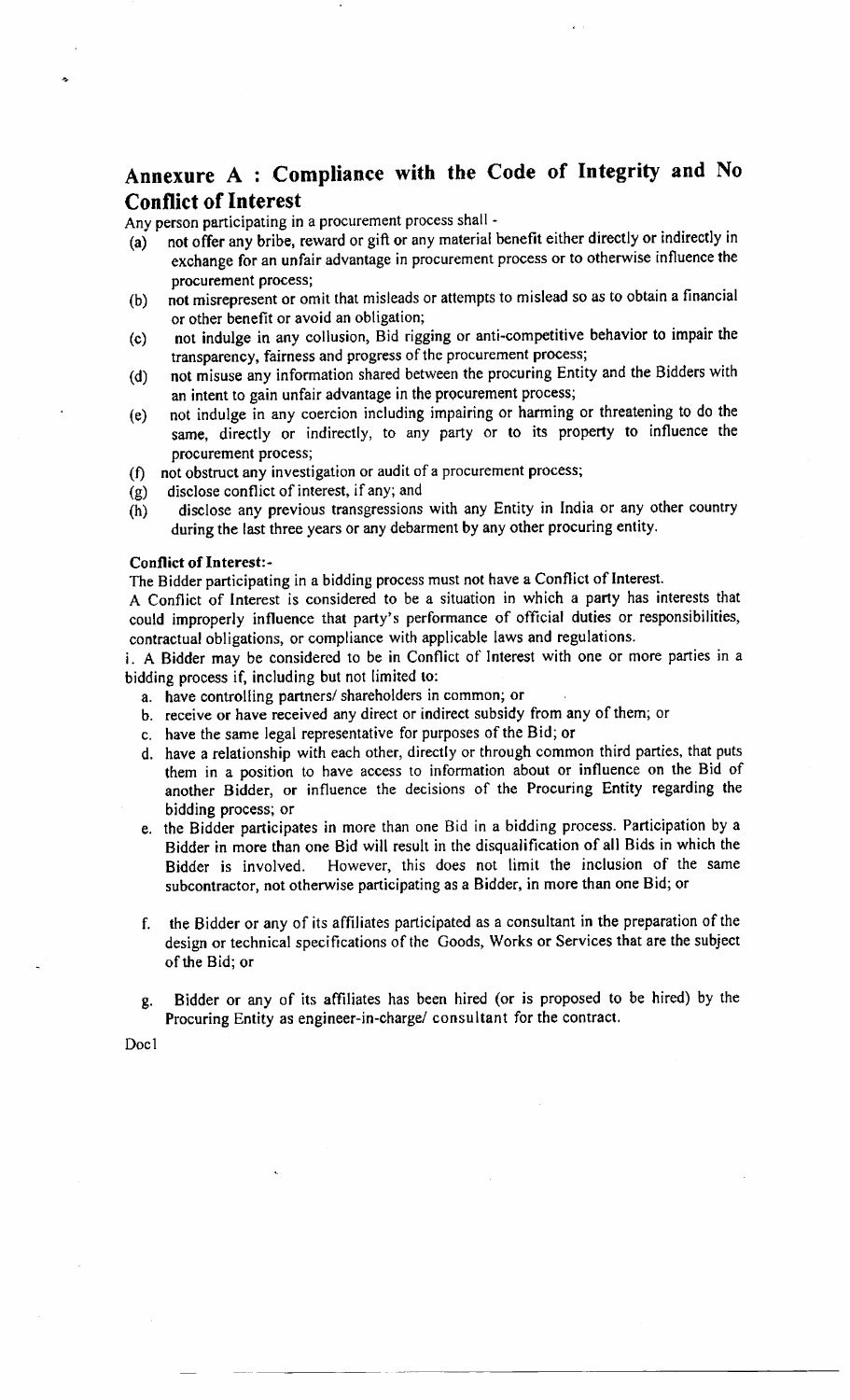## Annexure A : Compliance with the Code of Integrity and No Conflict of Interest

Any person participating in a procurement process shall -

(a) not offer any bribe, reward or gift or any material benefit either directly or indirectly in exchange for an unfair advantage in procurement process or to otherwise influence the procurement process;

(b) not misrepresent or omit that misleads or attempts to mislead so as to obtain a financial or other benefit or avoid an obligation;

(c) not indulge in any collusion, Bid rigging or anti-competitive behavior to impair the transparency, fairness and progress of the procurement process;

(d) not misuse any information shared between the procuring Entity and the Bidders with an intent to gain unfair advantage in the procurement process;

(e) not indulge in any coercion including impairing or harming or threatening to do the same, directly or indirectly, to any party or to its property to influence the procurement process;

(f) not obstruct any investigation or audit of a procurement process;

(g) disclose conflict of interest, if any; and

(h) disclose any previous transgressions with any Entity in India or any other country during the last three years or any debarment by any other procuring entity.

**Conflict of Interest:-**

The Bidder participating in a bidding process must not have a Conflict of Interest.

A Conflict of Interest is considered to be a situation in which a party has interests that could improperly influence that party's performance of official duties or responsibilities, contractual obligations, or compliance with applicable laws and regulations.

i. A Bidder may be considered to be in Conflict of Interest with one or more parties in a bidding process if, including but not limited to:

a. have controlling partners/ shareholders in common; or

b. receive or have received any direct or indirect subsidy from any of them; or

c. have the same legal representative for purposes of the Bid; or

d. have a relationship with each other, directly or through common third parties, that puts them in a position to have access to information about or influence on the Bid of another Bidder, or influence the decisions of the Procuring Entity regarding the bidding process; or

e. the Bidder participates in more than one Bid in a bidding process. Participation by a Bidder in more than one Bid will result in the disqualification of all Bids in which the Bidder is involved. However, this does not limit the inclusion of the same subcontractor, not otherwise participating as a Bidder, in more than one Bid; or

f. the Bidder or any of its affiliates participated as a consultant in the preparation of the design or technical specifications of the Goods, Works or Services that are the subject of the Bid; or

g. Bidder or any of its affiliates has been hired (or is proposed to be hired) by the Procuring Entity as engineer-in-charge/ consultant for the contract.

Doc1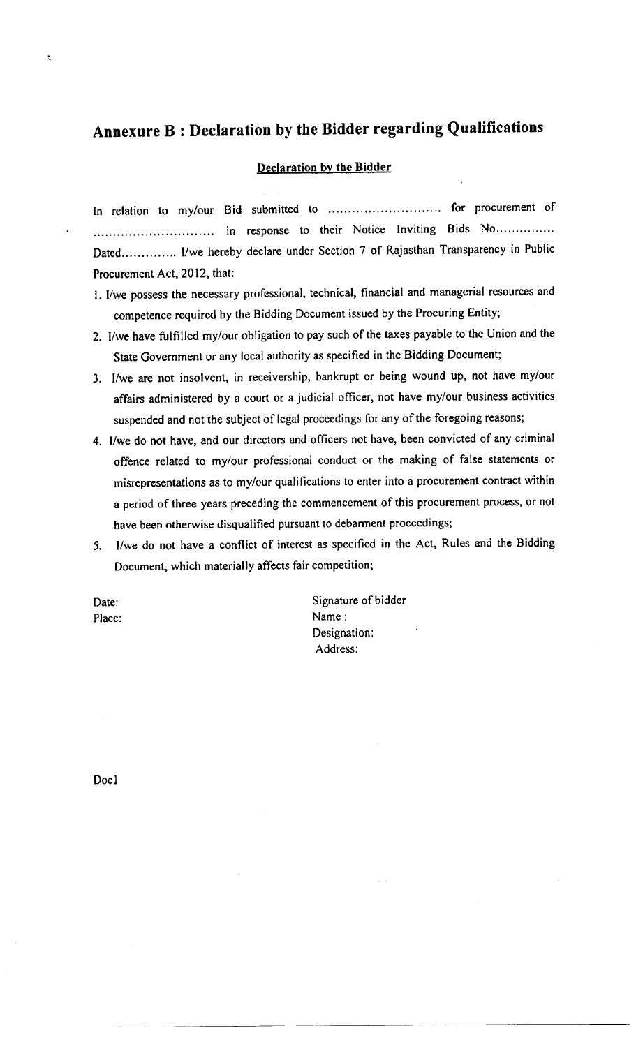## Annexure B : Declaration by the Bidder regarding Qualifications

**Declaration by the Bidder**

In relation to my/our Bid submitted to ............................ for procurement of .............................. in response to their Notice Inviting Bids No.............. Dated............. I/we hereby declare under Section 7 of Rajasthan Transparency in Public Procurement Act, 2012, that:

1. I/we possess the necessary professional, technical, financial and managerial resources and competence required by the Bidding Document issued by the Procuring Entity;
2. I/we have fulfilled my/our obligation to pay such of the taxes payable to the Union and the State Government or any local authority as specified in the Bidding Document;
3. I/we are not insolvent, in receivership, bankrupt or being wound up, not have my/our affairs administered by a court or a judicial officer, not have my/our business activities suspended and not the subject of legal proceedings for any of the foregoing reasons;
4. I/we do not have, and our directors and officers not have, been convicted of any criminal offence related to my/our professional conduct or the making of false statements or misrepresentations as to my/our qualifications to enter into a procurement contract within a period of three years preceding the commencement of this procurement process, or not have been otherwise disqualified pursuant to debarment proceedings;
5. I/we do not have a conflict of interest as specified in the Act, Rules and the Bidding Document, which materially affects fair competition;

Date:
Place:

Signature of bidder
Name :
Designation:
Address:

Doc1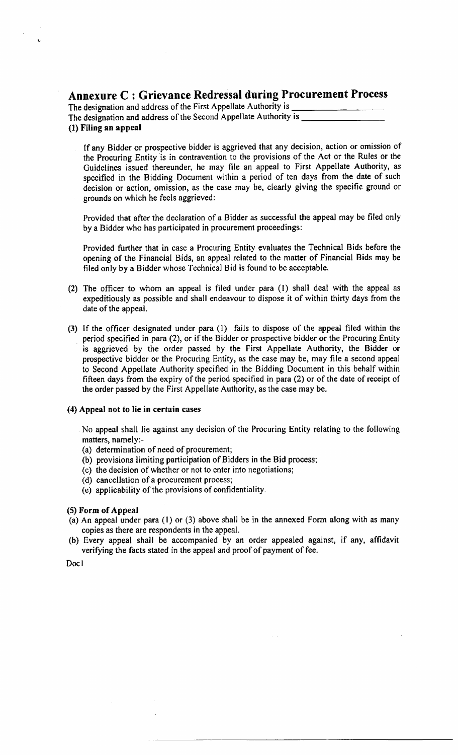## Annexure C : Grievance Redressal during Procurement Process

The designation and address of the First Appellate Authority is ____________________

The designation and address of the Second Appellate Authority is ____________________

**(1) Filing an appeal**

If any Bidder or prospective bidder is aggrieved that any decision, action or omission of the Procuring Entity is in contravention to the provisions of the Act or the Rules or the Guidelines issued thereunder, he may file an appeal to First Appellate Authority, as specified in the Bidding Document within a period of ten days from the date of such decision or action, omission, as the case may be, clearly giving the specific ground or grounds on which he feels aggrieved:

Provided that after the declaration of a Bidder as successful the appeal may be filed only by a Bidder who has participated in procurement proceedings:

Provided further that in case a Procuring Entity evaluates the Technical Bids before the opening of the Financial Bids, an appeal related to the matter of Financial Bids may be filed only by a Bidder whose Technical Bid is found to be acceptable.

(2) The officer to whom an appeal is filed under para (1) shall deal with the appeal as expeditiously as possible and shall endeavour to dispose it of within thirty days from the date of the appeal.

(3) If the officer designated under para (1) fails to dispose of the appeal filed within the period specified in para (2), or if the Bidder or prospective bidder or the Procuring Entity is aggrieved by the order passed by the First Appellate Authority, the Bidder or prospective bidder or the Procuring Entity, as the case may be, may file a second appeal to Second Appellate Authority specified in the Bidding Document in this behalf within fifteen days from the expiry of the period specified in para (2) or of the date of receipt of the order passed by the First Appellate Authority, as the case may be.

**(4) Appeal not to lie in certain cases**

No appeal shall lie against any decision of the Procuring Entity relating to the following matters, namely:-

(a) determination of need of procurement;
(b) provisions limiting participation of Bidders in the Bid process;
(c) the decision of whether or not to enter into negotiations;
(d) cancellation of a procurement process;
(e) applicability of the provisions of confidentiality.

**(5) Form of Appeal**

(a) An appeal under para (1) or (3) above shall be in the annexed Form along with as many copies as there are respondents in the appeal.

(b) Every appeal shall be accompanied by an order appealed against, if any, affidavit verifying the facts stated in the appeal and proof of payment of fee.

Doc I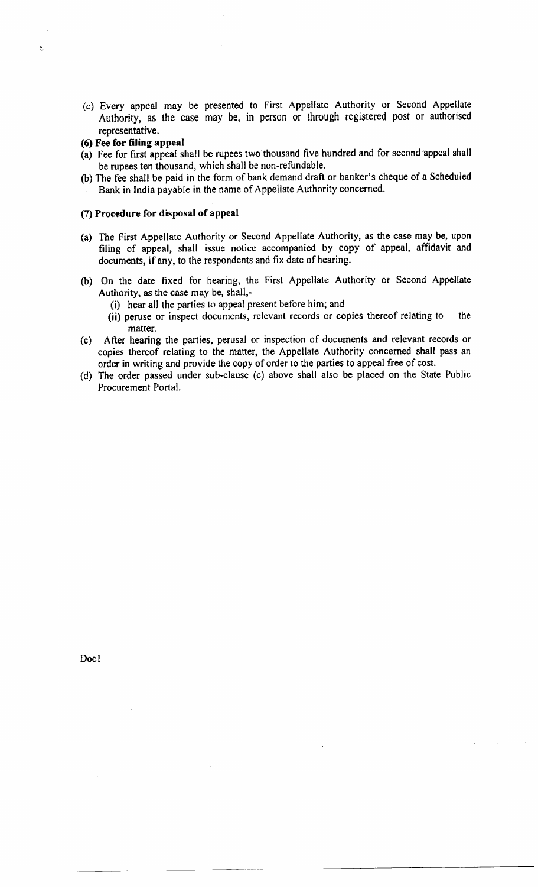(c) Every appeal may be presented to First Appellate Authority or Second Appellate Authority, as the case may be, in person or through registered post or authorised representative.

**(6) Fee for filing appeal**

(a) Fee for first appeal shall be rupees two thousand five hundred and for second appeal shall be rupees ten thousand, which shall be non-refundable.

(b) The fee shall be paid in the form of bank demand draft or banker's cheque of a Scheduled Bank in India payable in the name of Appellate Authority concerned.

**(7) Procedure for disposal of appeal**

(a) The First Appellate Authority or Second Appellate Authority, as the case may be, upon filing of appeal, shall issue notice accompanied by copy of appeal, affidavit and documents, if any, to the respondents and fix date of hearing.

(b) On the date fixed for hearing, the First Appellate Authority or Second Appellate Authority, as the case may be, shall,-

(i) hear all the parties to appeal present before him; and

(ii) peruse or inspect documents, relevant records or copies thereof relating to the matter.

(c) After hearing the parties, perusal or inspection of documents and relevant records or copies thereof relating to the matter, the Appellate Authority concerned shall pass an order in writing and provide the copy of order to the parties to appeal free of cost.

(d) The order passed under sub-clause (c) above shall also be placed on the State Public Procurement Portal.

Doc1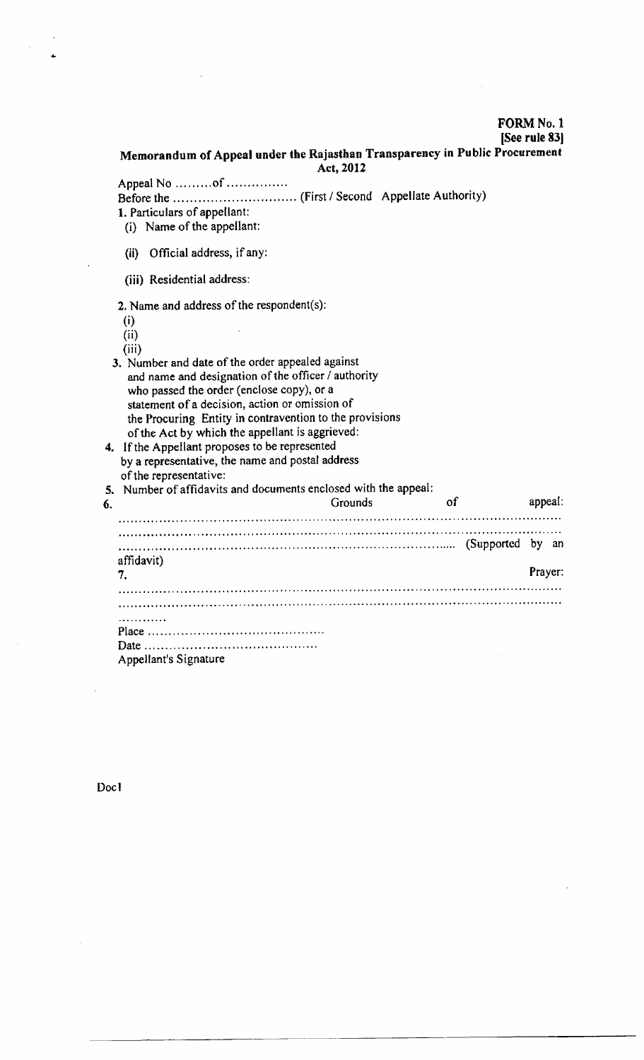**FORM No. 1**
**[See rule 83]**

## Memorandum of Appeal under the Rajasthan Transparency in Public Procurement Act, 2012

Appeal No .........of ...............

Before the .............................. (First / Second Appellate Authority)

1. Particulars of appellant:
   (i) Name of the appellant:

   (ii) Official address, if any:

   (iii) Residential address:

2. Name and address of the respondent(s):
   (i)
   (ii)
   (iii)

3. Number and date of the order appealed against and name and designation of the officer / authority who passed the order (enclose copy), or a statement of a decision, action or omission of the Procuring Entity in contravention to the provisions of the Act by which the appellant is aggrieved:

4. If the Appellant proposes to be represented by a representative, the name and postal address of the representative:

5. Number of affidavits and documents enclosed with the appeal:

6. Grounds of appeal:
   ..................................................................................................................
   ..................................................................................................................
   ....................................................................................... (Supported by an affidavit)

7. Prayer:
   ..................................................................................................................
   ..................................................................................................................
   ............

Place ..........................................

Date ..........................................

Appellant's Signature

Doc1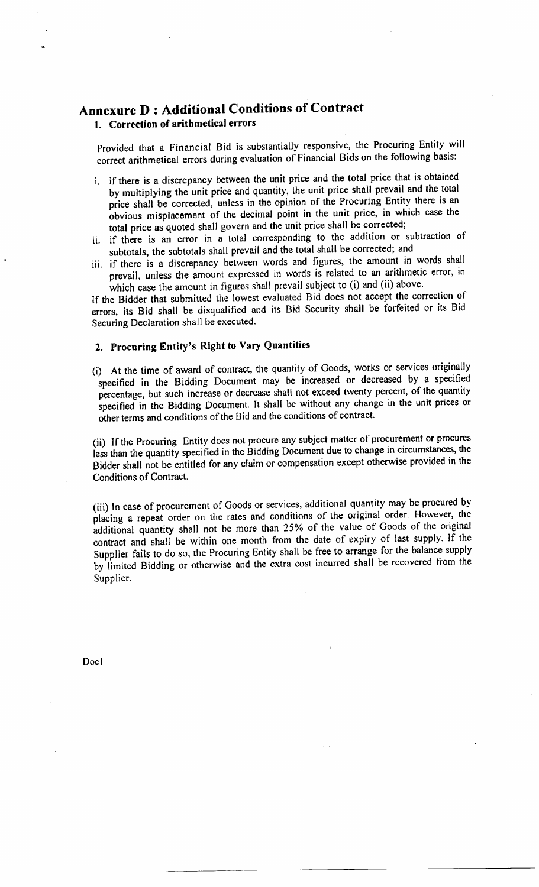# Annexure D : Additional Conditions of Contract

## 1. Correction of arithmetical errors

Provided that a Financial Bid is substantially responsive, the Procuring Entity will correct arithmetical errors during evaluation of Financial Bids on the following basis:

i. if there is a discrepancy between the unit price and the total price that is obtained by multiplying the unit price and quantity, the unit price shall prevail and the total price shall be corrected, unless in the opinion of the Procuring Entity there is an obvious misplacement of the decimal point in the unit price, in which case the total price as quoted shall govern and the unit price shall be corrected;

ii. if there is an error in a total corresponding to the addition or subtraction of subtotals, the subtotals shall prevail and the total shall be corrected; and

iii. if there is a discrepancy between words and figures, the amount in words shall prevail, unless the amount expressed in words is related to an arithmetic error, in which case the amount in figures shall prevail subject to (i) and (ii) above.

If the Bidder that submitted the lowest evaluated Bid does not accept the correction of errors, its Bid shall be disqualified and its Bid Security shall be forfeited or its Bid Securing Declaration shall be executed.

## 2. Procuring Entity's Right to Vary Quantities

(i) At the time of award of contract, the quantity of Goods, works or services originally specified in the Bidding Document may be increased or decreased by a specified percentage, but such increase or decrease shall not exceed twenty percent, of the quantity specified in the Bidding Document. It shall be without any change in the unit prices or other terms and conditions of the Bid and the conditions of contract.

(ii) If the Procuring Entity does not procure any subject matter of procurement or procures less than the quantity specified in the Bidding Document due to change in circumstances, the Bidder shall not be entitled for any claim or compensation except otherwise provided in the Conditions of Contract.

(iii) In case of procurement of Goods or services, additional quantity may be procured by placing a repeat order on the rates and conditions of the original order. However, the additional quantity shall not be more than 25% of the value of Goods of the original contract and shall be within one month from the date of expiry of last supply. If the Supplier fails to do so, the Procuring Entity shall be free to arrange for the balance supply by limited Bidding or otherwise and the extra cost incurred shall be recovered from the Supplier.

Doc1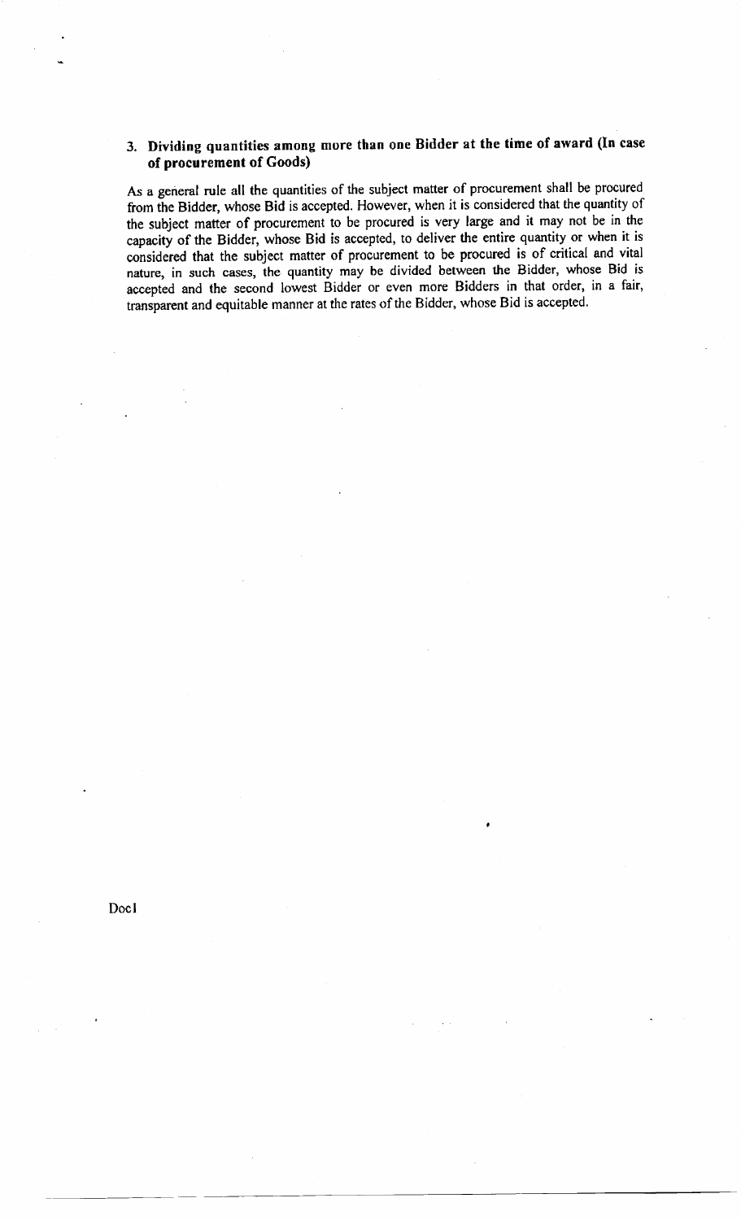### 3. Dividing quantities among more than one Bidder at the time of award (In case of procurement of Goods)

As a general rule all the quantities of the subject matter of procurement shall be procured from the Bidder, whose Bid is accepted. However, when it is considered that the quantity of the subject matter of procurement to be procured is very large and it may not be in the capacity of the Bidder, whose Bid is accepted, to deliver the entire quantity or when it is considered that the subject matter of procurement to be procured is of critical and vital nature, in such cases, the quantity may be divided between the Bidder, whose Bid is accepted and the second lowest Bidder or even more Bidders in that order, in a fair, transparent and equitable manner at the rates of the Bidder, whose Bid is accepted.

Doc1